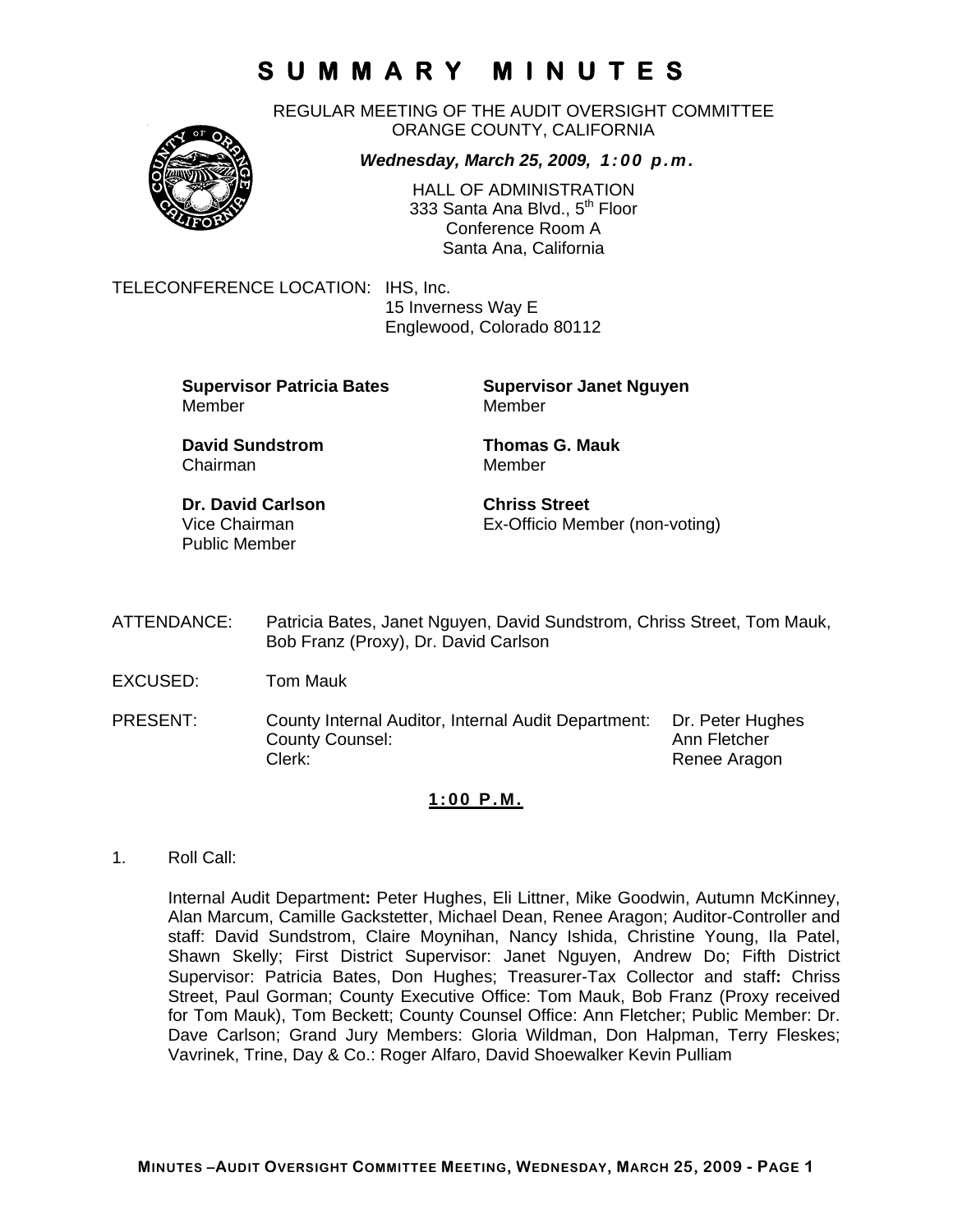# SUMMARY MINUTES

REGULAR MEETING OF THE AUDIT OVERSIGHT COMMITTEE
ORANGE COUNTY, CALIFORNIA

***Wednesday, March 25, 2009, 1:00 p.m.***

HALL OF ADMINISTRATION
333 Santa Ana Blvd., 5th Floor
Conference Room A
Santa Ana, California

TELECONFERENCE LOCATION: IHS, Inc.
15 Inverness Way E
Englewood, Colorado 80112

**Supervisor Patricia Bates**
Member

**Supervisor Janet Nguyen**
Member

**David Sundstrom**
Chairman

**Thomas G. Mauk**
Member

**Dr. David Carlson**
Vice Chairman
Public Member

**Chriss Street**
Ex-Officio Member (non-voting)

ATTENDANCE: Patricia Bates, Janet Nguyen, David Sundstrom, Chriss Street, Tom Mauk, Bob Franz (Proxy), Dr. David Carlson

EXCUSED: Tom Mauk

PRESENT:

| | |
|---|---|
| County Internal Auditor, Internal Audit Department: | Dr. Peter Hughes |
| County Counsel: | Ann Fletcher |
| Clerk: | Renee Aragon |

**1:00 P.M.**

1. Roll Call:

   Internal Audit Department**:** Peter Hughes, Eli Littner, Mike Goodwin, Autumn McKinney, Alan Marcum, Camille Gackstetter, Michael Dean, Renee Aragon; Auditor-Controller and staff: David Sundstrom, Claire Moynihan, Nancy Ishida, Christine Young, Ila Patel, Shawn Skelly; First District Supervisor: Janet Nguyen, Andrew Do; Fifth District Supervisor: Patricia Bates, Don Hughes; Treasurer-Tax Collector and staff**:** Chriss Street, Paul Gorman; County Executive Office: Tom Mauk, Bob Franz (Proxy received for Tom Mauk), Tom Beckett; County Counsel Office: Ann Fletcher; Public Member: Dr. Dave Carlson; Grand Jury Members: Gloria Wildman, Don Halpman, Terry Fleskes; Vavrinek, Trine, Day & Co.: Roger Alfaro, David Shoewalker Kevin Pulliam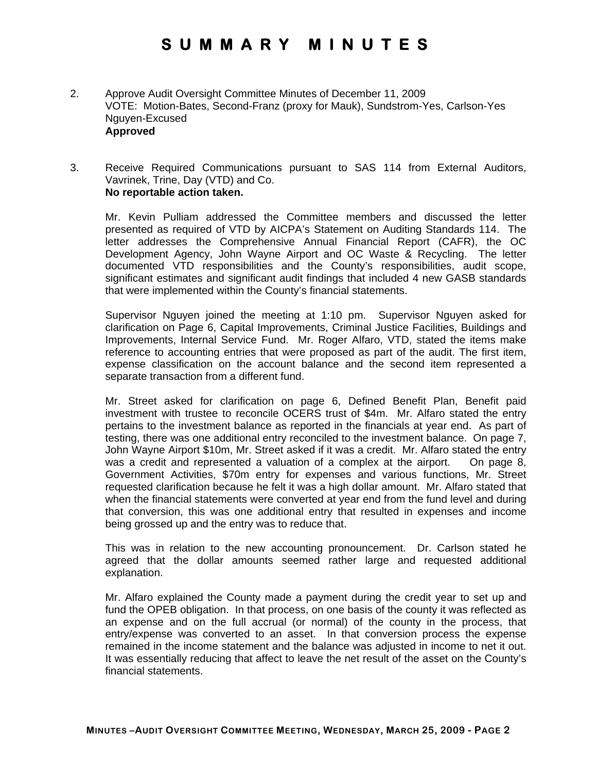# SUMMARY MINUTES

2. Approve Audit Oversight Committee Minutes of December 11, 2009
   VOTE: Motion-Bates, Second-Franz (proxy for Mauk), Sundstrom-Yes, Carlson-Yes Nguyen-Excused
   **Approved**

3. Receive Required Communications pursuant to SAS 114 from External Auditors, Vavrinek, Trine, Day (VTD) and Co.
   **No reportable action taken.**

   Mr. Kevin Pulliam addressed the Committee members and discussed the letter presented as required of VTD by AICPA's Statement on Auditing Standards 114. The letter addresses the Comprehensive Annual Financial Report (CAFR), the OC Development Agency, John Wayne Airport and OC Waste & Recycling. The letter documented VTD responsibilities and the County's responsibilities, audit scope, significant estimates and significant audit findings that included 4 new GASB standards that were implemented within the County's financial statements.

   Supervisor Nguyen joined the meeting at 1:10 pm. Supervisor Nguyen asked for clarification on Page 6, Capital Improvements, Criminal Justice Facilities, Buildings and Improvements, Internal Service Fund. Mr. Roger Alfaro, VTD, stated the items make reference to accounting entries that were proposed as part of the audit. The first item, expense classification on the account balance and the second item represented a separate transaction from a different fund.

   Mr. Street asked for clarification on page 6, Defined Benefit Plan, Benefit paid investment with trustee to reconcile OCERS trust of $4m. Mr. Alfaro stated the entry pertains to the investment balance as reported in the financials at year end. As part of testing, there was one additional entry reconciled to the investment balance. On page 7, John Wayne Airport $10m, Mr. Street asked if it was a credit. Mr. Alfaro stated the entry was a credit and represented a valuation of a complex at the airport. On page 8, Government Activities, $70m entry for expenses and various functions, Mr. Street requested clarification because he felt it was a high dollar amount. Mr. Alfaro stated that when the financial statements were converted at year end from the fund level and during that conversion, this was one additional entry that resulted in expenses and income being grossed up and the entry was to reduce that.

   This was in relation to the new accounting pronouncement. Dr. Carlson stated he agreed that the dollar amounts seemed rather large and requested additional explanation.

   Mr. Alfaro explained the County made a payment during the credit year to set up and fund the OPEB obligation. In that process, on one basis of the county it was reflected as an expense and on the full accrual (or normal) of the county in the process, that entry/expense was converted to an asset. In that conversion process the expense remained in the income statement and the balance was adjusted in income to net it out. It was essentially reducing that affect to leave the net result of the asset on the County's financial statements.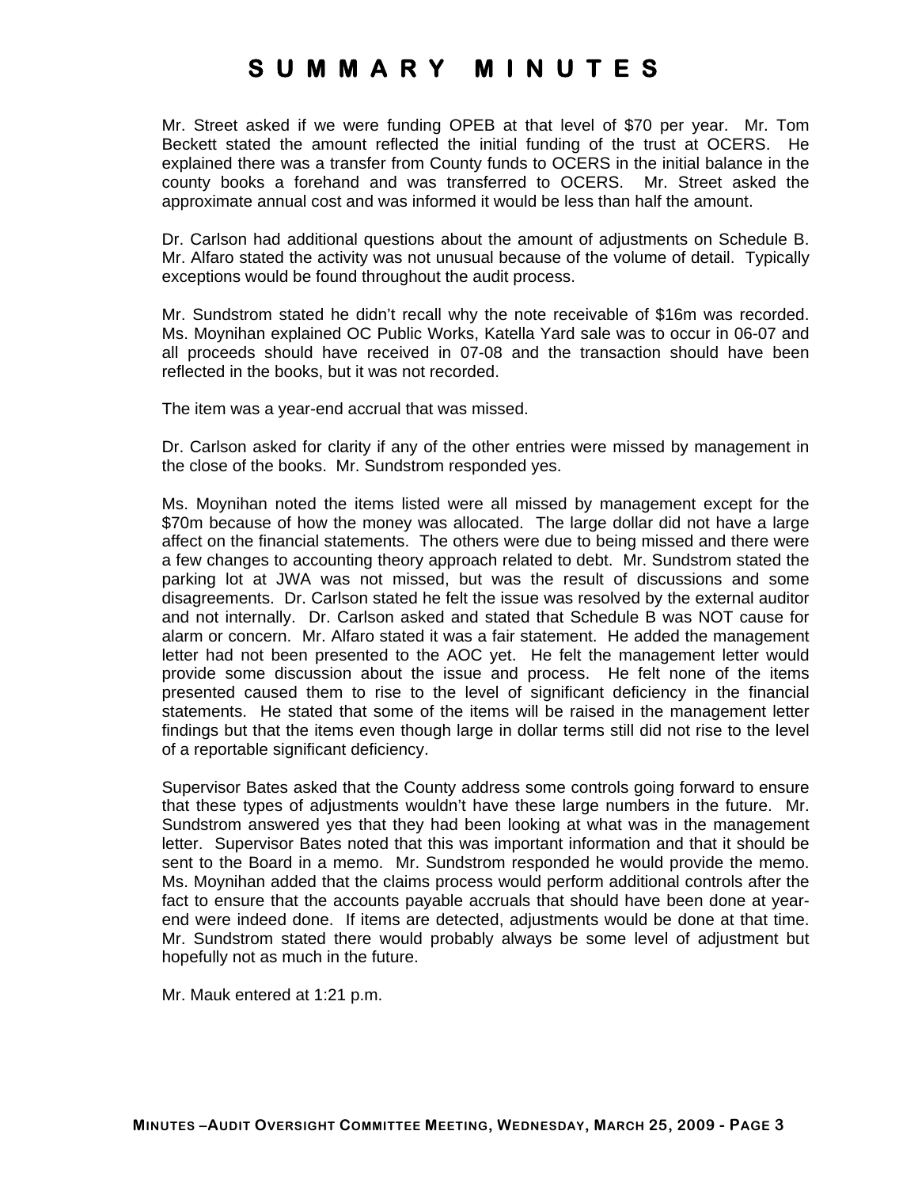# SUMMARY MINUTES

Mr. Street asked if we were funding OPEB at that level of $70 per year. Mr. Tom Beckett stated the amount reflected the initial funding of the trust at OCERS. He explained there was a transfer from County funds to OCERS in the initial balance in the county books a forehand and was transferred to OCERS. Mr. Street asked the approximate annual cost and was informed it would be less than half the amount.

Dr. Carlson had additional questions about the amount of adjustments on Schedule B. Mr. Alfaro stated the activity was not unusual because of the volume of detail. Typically exceptions would be found throughout the audit process.

Mr. Sundstrom stated he didn't recall why the note receivable of $16m was recorded. Ms. Moynihan explained OC Public Works, Katella Yard sale was to occur in 06-07 and all proceeds should have received in 07-08 and the transaction should have been reflected in the books, but it was not recorded.

The item was a year-end accrual that was missed.

Dr. Carlson asked for clarity if any of the other entries were missed by management in the close of the books. Mr. Sundstrom responded yes.

Ms. Moynihan noted the items listed were all missed by management except for the $70m because of how the money was allocated. The large dollar did not have a large affect on the financial statements. The others were due to being missed and there were a few changes to accounting theory approach related to debt. Mr. Sundstrom stated the parking lot at JWA was not missed, but was the result of discussions and some disagreements. Dr. Carlson stated he felt the issue was resolved by the external auditor and not internally. Dr. Carlson asked and stated that Schedule B was NOT cause for alarm or concern. Mr. Alfaro stated it was a fair statement. He added the management letter had not been presented to the AOC yet. He felt the management letter would provide some discussion about the issue and process. He felt none of the items presented caused them to rise to the level of significant deficiency in the financial statements. He stated that some of the items will be raised in the management letter findings but that the items even though large in dollar terms still did not rise to the level of a reportable significant deficiency.

Supervisor Bates asked that the County address some controls going forward to ensure that these types of adjustments wouldn't have these large numbers in the future. Mr. Sundstrom answered yes that they had been looking at what was in the management letter. Supervisor Bates noted that this was important information and that it should be sent to the Board in a memo. Mr. Sundstrom responded he would provide the memo. Ms. Moynihan added that the claims process would perform additional controls after the fact to ensure that the accounts payable accruals that should have been done at year-end were indeed done. If items are detected, adjustments would be done at that time. Mr. Sundstrom stated there would probably always be some level of adjustment but hopefully not as much in the future.

Mr. Mauk entered at 1:21 p.m.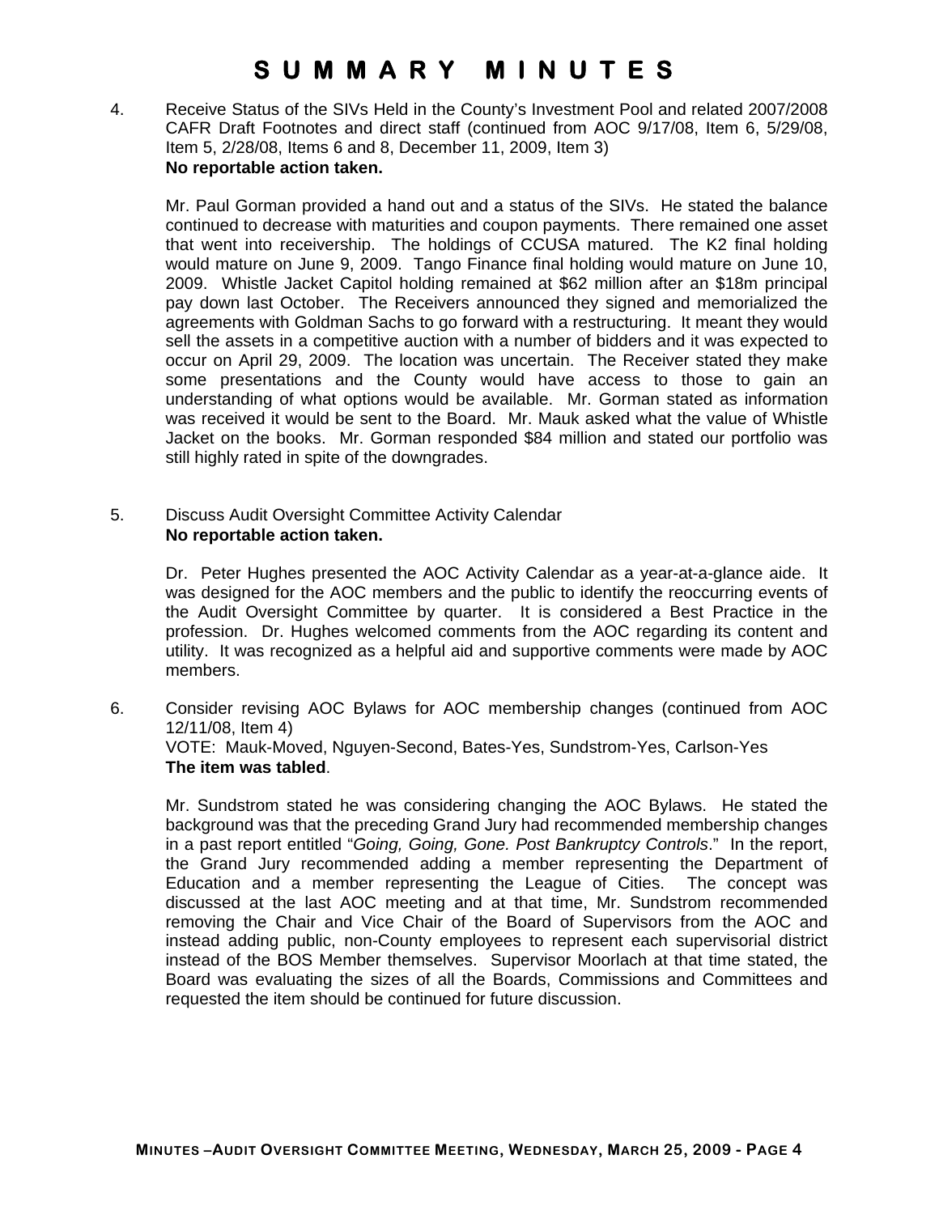# SUMMARY MINUTES

4. Receive Status of the SIVs Held in the County's Investment Pool and related 2007/2008 CAFR Draft Footnotes and direct staff (continued from AOC 9/17/08, Item 6, 5/29/08, Item 5, 2/28/08, Items 6 and 8, December 11, 2009, Item 3)
   **No reportable action taken.**

   Mr. Paul Gorman provided a hand out and a status of the SIVs. He stated the balance continued to decrease with maturities and coupon payments. There remained one asset that went into receivership. The holdings of CCUSA matured. The K2 final holding would mature on June 9, 2009. Tango Finance final holding would mature on June 10, 2009. Whistle Jacket Capitol holding remained at $62 million after an $18m principal pay down last October. The Receivers announced they signed and memorialized the agreements with Goldman Sachs to go forward with a restructuring. It meant they would sell the assets in a competitive auction with a number of bidders and it was expected to occur on April 29, 2009. The location was uncertain. The Receiver stated they make some presentations and the County would have access to those to gain an understanding of what options would be available. Mr. Gorman stated as information was received it would be sent to the Board. Mr. Mauk asked what the value of Whistle Jacket on the books. Mr. Gorman responded $84 million and stated our portfolio was still highly rated in spite of the downgrades.

5. Discuss Audit Oversight Committee Activity Calendar
   **No reportable action taken.**

   Dr. Peter Hughes presented the AOC Activity Calendar as a year-at-a-glance aide. It was designed for the AOC members and the public to identify the reoccurring events of the Audit Oversight Committee by quarter. It is considered a Best Practice in the profession. Dr. Hughes welcomed comments from the AOC regarding its content and utility. It was recognized as a helpful aid and supportive comments were made by AOC members.

6. Consider revising AOC Bylaws for AOC membership changes (continued from AOC 12/11/08, Item 4)
   VOTE: Mauk-Moved, Nguyen-Second, Bates-Yes, Sundstrom-Yes, Carlson-Yes
   **The item was tabled**.

   Mr. Sundstrom stated he was considering changing the AOC Bylaws. He stated the background was that the preceding Grand Jury had recommended membership changes in a past report entitled "*Going, Going, Gone. Post Bankruptcy Controls*." In the report, the Grand Jury recommended adding a member representing the Department of Education and a member representing the League of Cities. The concept was discussed at the last AOC meeting and at that time, Mr. Sundstrom recommended removing the Chair and Vice Chair of the Board of Supervisors from the AOC and instead adding public, non-County employees to represent each supervisorial district instead of the BOS Member themselves. Supervisor Moorlach at that time stated, the Board was evaluating the sizes of all the Boards, Commissions and Committees and requested the item should be continued for future discussion.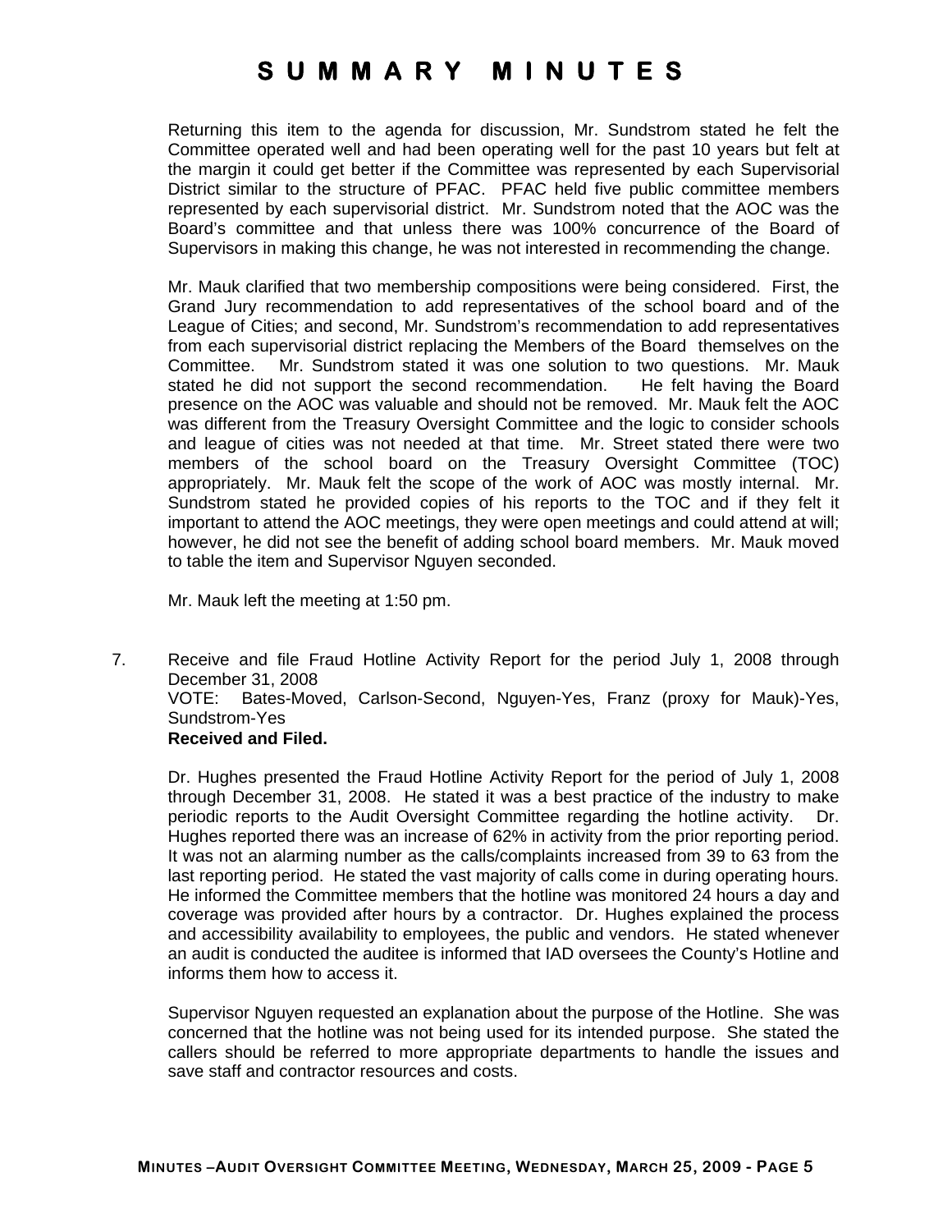Returning this item to the agenda for discussion, Mr. Sundstrom stated he felt the Committee operated well and had been operating well for the past 10 years but felt at the margin it could get better if the Committee was represented by each Supervisorial District similar to the structure of PFAC. PFAC held five public committee members represented by each supervisorial district. Mr. Sundstrom noted that the AOC was the Board's committee and that unless there was 100% concurrence of the Board of Supervisors in making this change, he was not interested in recommending the change.

Mr. Mauk clarified that two membership compositions were being considered. First, the Grand Jury recommendation to add representatives of the school board and of the League of Cities; and second, Mr. Sundstrom's recommendation to add representatives from each supervisorial district replacing the Members of the Board themselves on the Committee. Mr. Sundstrom stated it was one solution to two questions. Mr. Mauk stated he did not support the second recommendation. He felt having the Board presence on the AOC was valuable and should not be removed. Mr. Mauk felt the AOC was different from the Treasury Oversight Committee and the logic to consider schools and league of cities was not needed at that time. Mr. Street stated there were two members of the school board on the Treasury Oversight Committee (TOC) appropriately. Mr. Mauk felt the scope of the work of AOC was mostly internal. Mr. Sundstrom stated he provided copies of his reports to the TOC and if they felt it important to attend the AOC meetings, they were open meetings and could attend at will; however, he did not see the benefit of adding school board members. Mr. Mauk moved to table the item and Supervisor Nguyen seconded.

Mr. Mauk left the meeting at 1:50 pm.

7. Receive and file Fraud Hotline Activity Report for the period July 1, 2008 through December 31, 2008
   VOTE: Bates-Moved, Carlson-Second, Nguyen-Yes, Franz (proxy for Mauk)-Yes, Sundstrom-Yes
   **Received and Filed.**

   Dr. Hughes presented the Fraud Hotline Activity Report for the period of July 1, 2008 through December 31, 2008. He stated it was a best practice of the industry to make periodic reports to the Audit Oversight Committee regarding the hotline activity. Dr. Hughes reported there was an increase of 62% in activity from the prior reporting period. It was not an alarming number as the calls/complaints increased from 39 to 63 from the last reporting period. He stated the vast majority of calls come in during operating hours. He informed the Committee members that the hotline was monitored 24 hours a day and coverage was provided after hours by a contractor. Dr. Hughes explained the process and accessibility availability to employees, the public and vendors. He stated whenever an audit is conducted the auditee is informed that IAD oversees the County's Hotline and informs them how to access it.

   Supervisor Nguyen requested an explanation about the purpose of the Hotline. She was concerned that the hotline was not being used for its intended purpose. She stated the callers should be referred to more appropriate departments to handle the issues and save staff and contractor resources and costs.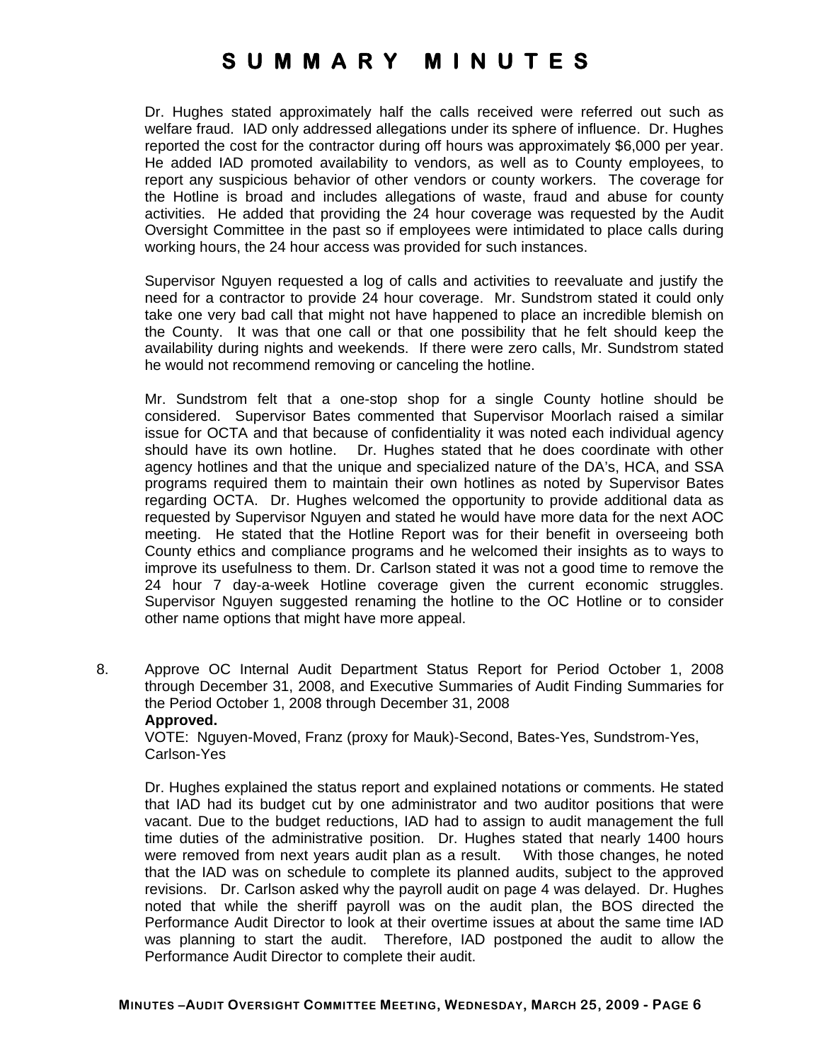Dr. Hughes stated approximately half the calls received were referred out such as welfare fraud. IAD only addressed allegations under its sphere of influence. Dr. Hughes reported the cost for the contractor during off hours was approximately $6,000 per year. He added IAD promoted availability to vendors, as well as to County employees, to report any suspicious behavior of other vendors or county workers. The coverage for the Hotline is broad and includes allegations of waste, fraud and abuse for county activities. He added that providing the 24 hour coverage was requested by the Audit Oversight Committee in the past so if employees were intimidated to place calls during working hours, the 24 hour access was provided for such instances.

Supervisor Nguyen requested a log of calls and activities to reevaluate and justify the need for a contractor to provide 24 hour coverage. Mr. Sundstrom stated it could only take one very bad call that might not have happened to place an incredible blemish on the County. It was that one call or that one possibility that he felt should keep the availability during nights and weekends. If there were zero calls, Mr. Sundstrom stated he would not recommend removing or canceling the hotline.

Mr. Sundstrom felt that a one-stop shop for a single County hotline should be considered. Supervisor Bates commented that Supervisor Moorlach raised a similar issue for OCTA and that because of confidentiality it was noted each individual agency should have its own hotline. Dr. Hughes stated that he does coordinate with other agency hotlines and that the unique and specialized nature of the DA's, HCA, and SSA programs required them to maintain their own hotlines as noted by Supervisor Bates regarding OCTA. Dr. Hughes welcomed the opportunity to provide additional data as requested by Supervisor Nguyen and stated he would have more data for the next AOC meeting. He stated that the Hotline Report was for their benefit in overseeing both County ethics and compliance programs and he welcomed their insights as to ways to improve its usefulness to them. Dr. Carlson stated it was not a good time to remove the 24 hour 7 day-a-week Hotline coverage given the current economic struggles. Supervisor Nguyen suggested renaming the hotline to the OC Hotline or to consider other name options that might have more appeal.

8. Approve OC Internal Audit Department Status Report for Period October 1, 2008 through December 31, 2008, and Executive Summaries of Audit Finding Summaries for the Period October 1, 2008 through December 31, 2008
   **Approved.**
   VOTE: Nguyen-Moved, Franz (proxy for Mauk)-Second, Bates-Yes, Sundstrom-Yes, Carlson-Yes

   Dr. Hughes explained the status report and explained notations or comments. He stated that IAD had its budget cut by one administrator and two auditor positions that were vacant. Due to the budget reductions, IAD had to assign to audit management the full time duties of the administrative position. Dr. Hughes stated that nearly 1400 hours were removed from next years audit plan as a result. With those changes, he noted that the IAD was on schedule to complete its planned audits, subject to the approved revisions. Dr. Carlson asked why the payroll audit on page 4 was delayed. Dr. Hughes noted that while the sheriff payroll was on the audit plan, the BOS directed the Performance Audit Director to look at their overtime issues at about the same time IAD was planning to start the audit. Therefore, IAD postponed the audit to allow the Performance Audit Director to complete their audit.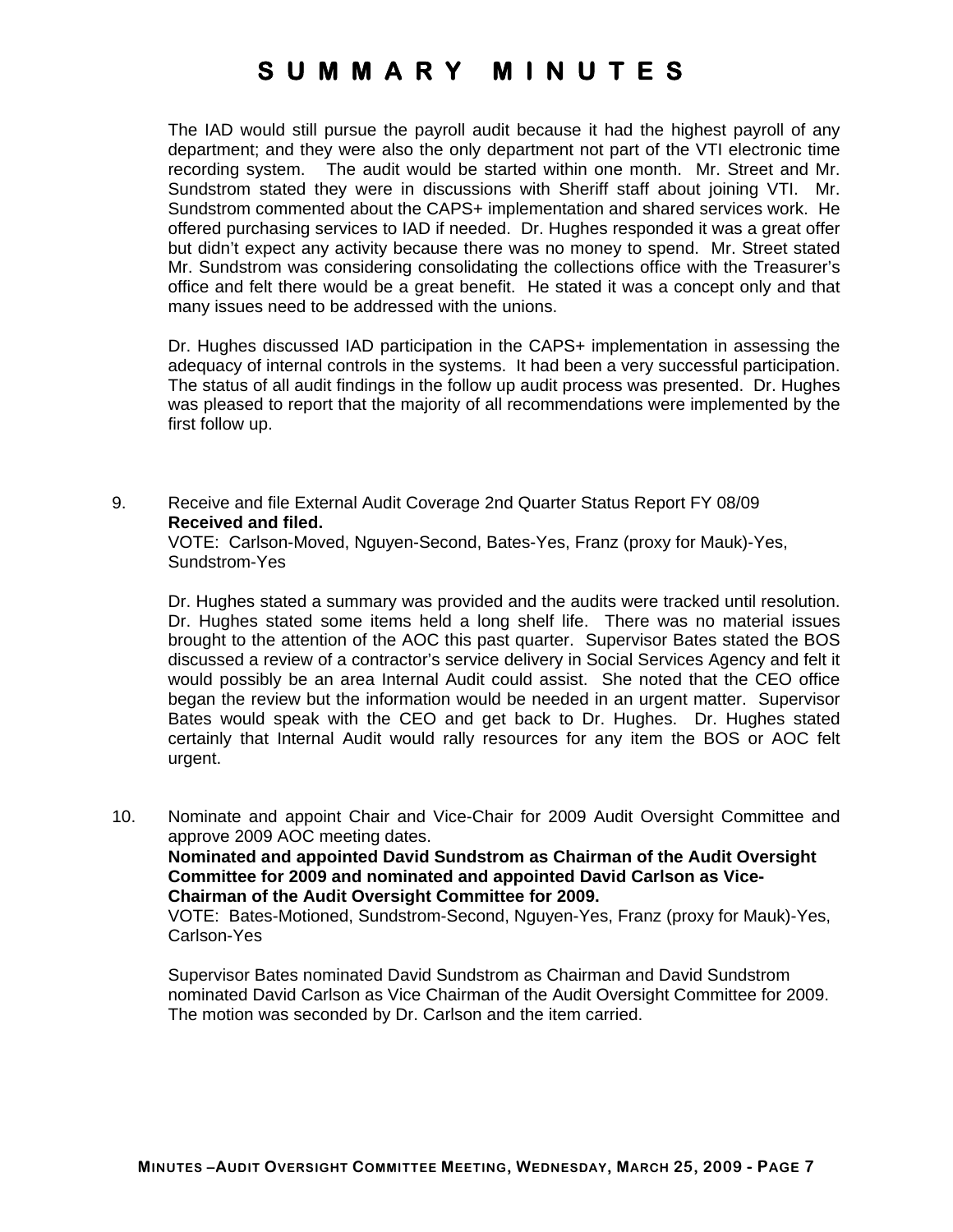The IAD would still pursue the payroll audit because it had the highest payroll of any department; and they were also the only department not part of the VTI electronic time recording system. The audit would be started within one month. Mr. Street and Mr. Sundstrom stated they were in discussions with Sheriff staff about joining VTI. Mr. Sundstrom commented about the CAPS+ implementation and shared services work. He offered purchasing services to IAD if needed. Dr. Hughes responded it was a great offer but didn't expect any activity because there was no money to spend. Mr. Street stated Mr. Sundstrom was considering consolidating the collections office with the Treasurer's office and felt there would be a great benefit. He stated it was a concept only and that many issues need to be addressed with the unions.

Dr. Hughes discussed IAD participation in the CAPS+ implementation in assessing the adequacy of internal controls in the systems. It had been a very successful participation. The status of all audit findings in the follow up audit process was presented. Dr. Hughes was pleased to report that the majority of all recommendations were implemented by the first follow up.

9. Receive and file External Audit Coverage 2nd Quarter Status Report FY 08/09
   **Received and filed.**
   VOTE: Carlson-Moved, Nguyen-Second, Bates-Yes, Franz (proxy for Mauk)-Yes, Sundstrom-Yes

   Dr. Hughes stated a summary was provided and the audits were tracked until resolution. Dr. Hughes stated some items held a long shelf life. There was no material issues brought to the attention of the AOC this past quarter. Supervisor Bates stated the BOS discussed a review of a contractor's service delivery in Social Services Agency and felt it would possibly be an area Internal Audit could assist. She noted that the CEO office began the review but the information would be needed in an urgent matter. Supervisor Bates would speak with the CEO and get back to Dr. Hughes. Dr. Hughes stated certainly that Internal Audit would rally resources for any item the BOS or AOC felt urgent.

10. Nominate and appoint Chair and Vice-Chair for 2009 Audit Oversight Committee and approve 2009 AOC meeting dates.
    **Nominated and appointed David Sundstrom as Chairman of the Audit Oversight Committee for 2009 and nominated and appointed David Carlson as Vice-Chairman of the Audit Oversight Committee for 2009.**
    VOTE: Bates-Motioned, Sundstrom-Second, Nguyen-Yes, Franz (proxy for Mauk)-Yes, Carlson-Yes

    Supervisor Bates nominated David Sundstrom as Chairman and David Sundstrom nominated David Carlson as Vice Chairman of the Audit Oversight Committee for 2009. The motion was seconded by Dr. Carlson and the item carried.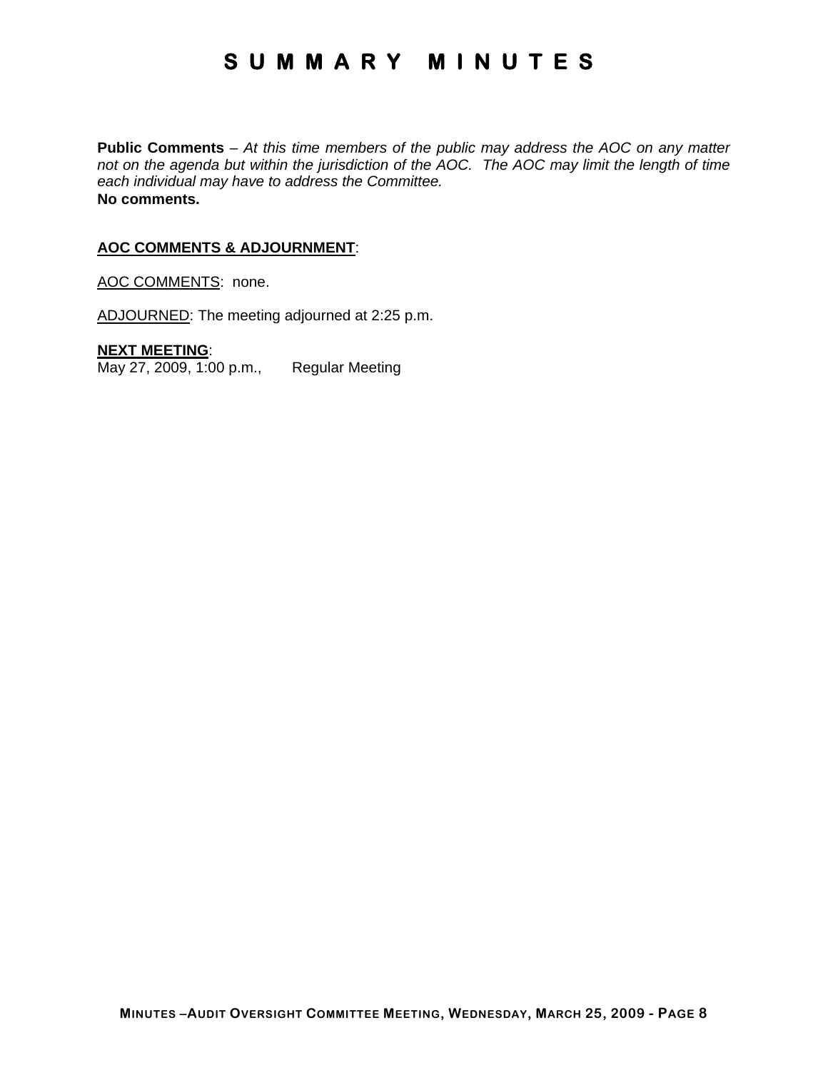# SUMMARY MINUTES

**Public Comments** – *At this time members of the public may address the AOC on any matter not on the agenda but within the jurisdiction of the AOC. The AOC may limit the length of time each individual may have to address the Committee.*
**No comments.**

**AOC COMMENTS & ADJOURNMENT**:

AOC COMMENTS: none.

ADJOURNED: The meeting adjourned at 2:25 p.m.

**NEXT MEETING**:
May 27, 2009, 1:00 p.m., Regular Meeting